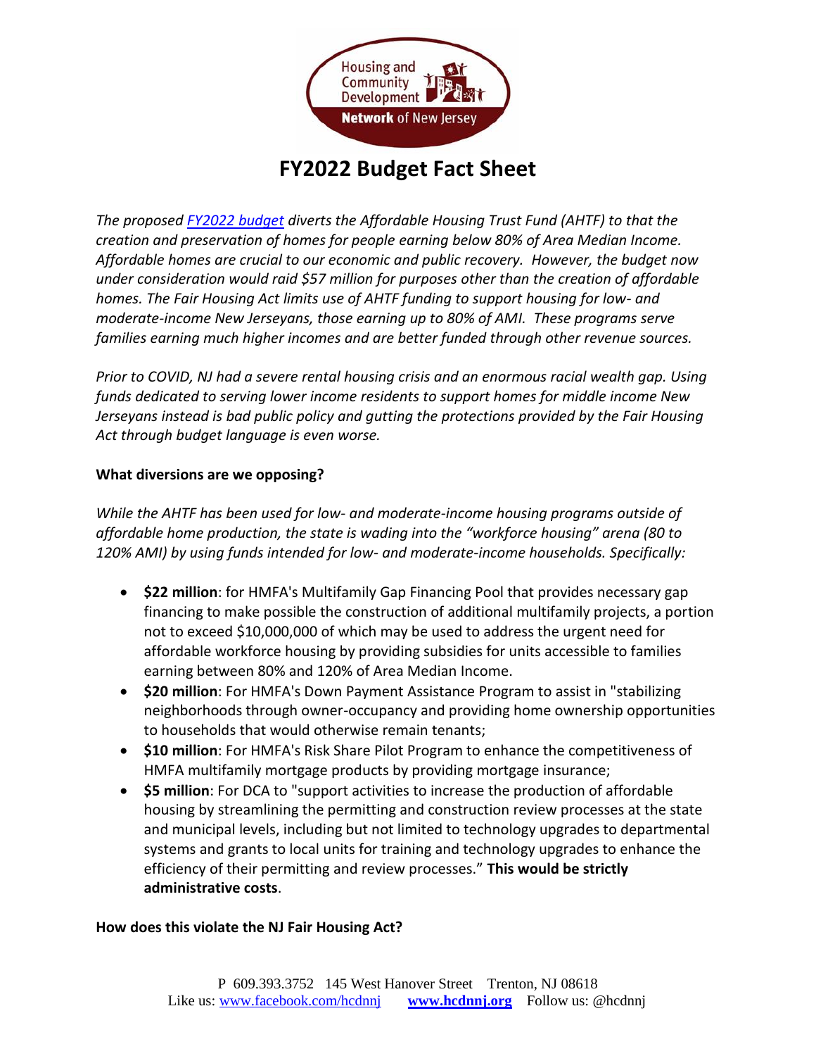# FY2022 Budget Fact Sheet

*The proposed FY2022 budget diverts the Affordable Housing Trust Fund (AHTF) to that the creation and preservation of homes for people earning below 80% of Area Median Income. Affordable homes are crucial to our economic and public recovery. However, the budget now under consideration would raid $57 million for purposes other than the creation of affordable homes. The Fair Housing Act limits use of AHTF funding to support housing for low- and moderate-income New Jerseyans, those earning up to 80% of AMI. These programs serve families earning much higher incomes and are better funded through other revenue sources.*

*Prior to COVID, NJ had a severe rental housing crisis and an enormous racial wealth gap. Using funds dedicated to serving lower income residents to support homes for middle income New Jerseyans instead is bad public policy and gutting the protections provided by the Fair Housing Act through budget language is even worse.*

**What diversions are we opposing?**

*While the AHTF has been used for low- and moderate-income housing programs outside of affordable home production, the state is wading into the "workforce housing" arena (80 to 120% AMI) by using funds intended for low- and moderate-income households. Specifically:*

- **$22 million**: for HMFA's Multifamily Gap Financing Pool that provides necessary gap financing to make possible the construction of additional multifamily projects, a portion not to exceed $10,000,000 of which may be used to address the urgent need for affordable workforce housing by providing subsidies for units accessible to families earning between 80% and 120% of Area Median Income.
- **$20 million**: For HMFA's Down Payment Assistance Program to assist in "stabilizing neighborhoods through owner-occupancy and providing home ownership opportunities to households that would otherwise remain tenants;
- **$10 million**: For HMFA's Risk Share Pilot Program to enhance the competitiveness of HMFA multifamily mortgage products by providing mortgage insurance;
- **$5 million**: For DCA to "support activities to increase the production of affordable housing by streamlining the permitting and construction review processes at the state and municipal levels, including but not limited to technology upgrades to departmental systems and grants to local units for training and technology upgrades to enhance the efficiency of their permitting and review processes." **This would be strictly administrative costs**.

**How does this violate the NJ Fair Housing Act?**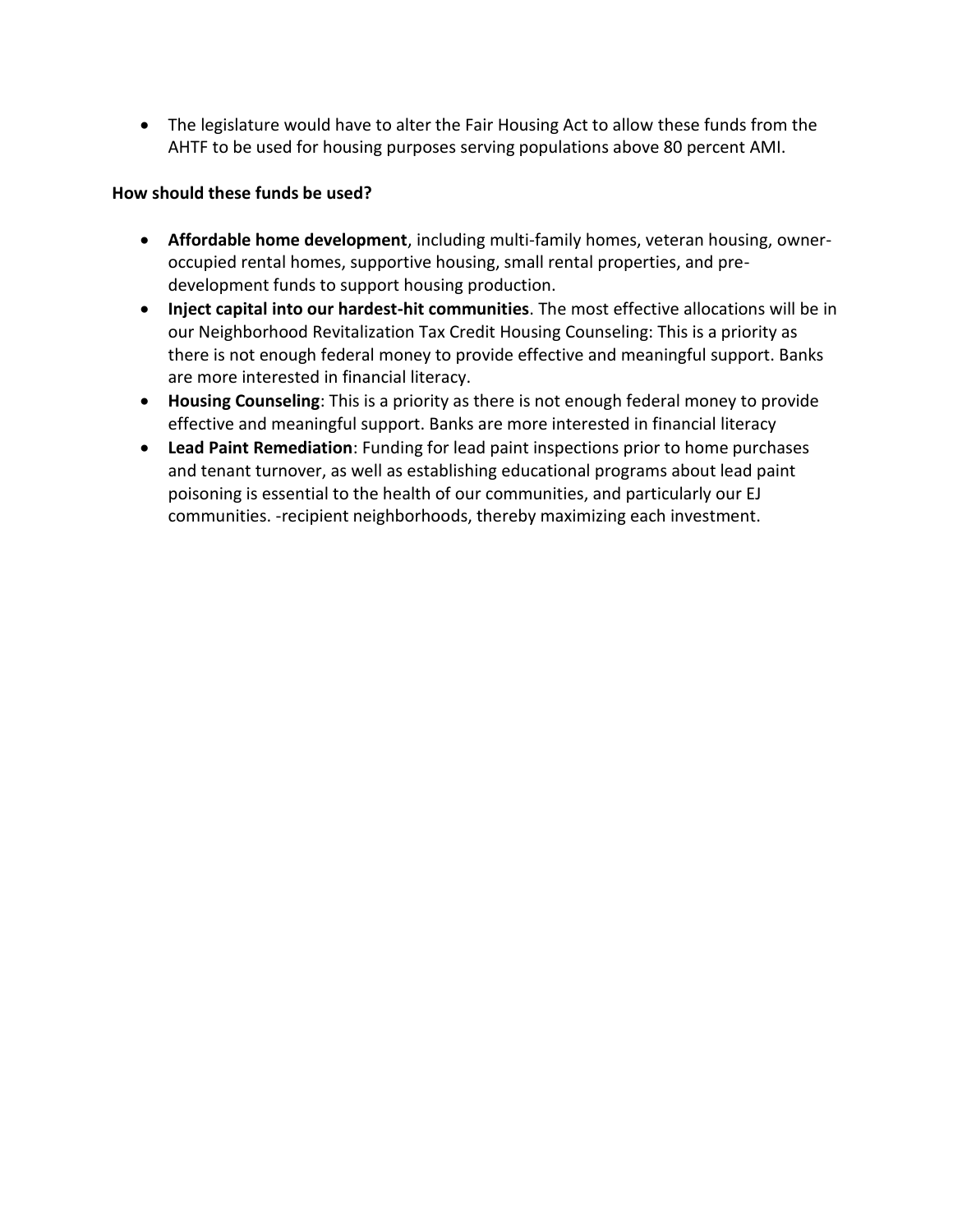- The legislature would have to alter the Fair Housing Act to allow these funds from the AHTF to be used for housing purposes serving populations above 80 percent AMI.

**How should these funds be used?**

- **Affordable home development**, including multi-family homes, veteran housing, owner-occupied rental homes, supportive housing, small rental properties, and pre-development funds to support housing production.
- **Inject capital into our hardest-hit communities**. The most effective allocations will be in our Neighborhood Revitalization Tax Credit Housing Counseling: This is a priority as there is not enough federal money to provide effective and meaningful support. Banks are more interested in financial literacy.
- **Housing Counseling**: This is a priority as there is not enough federal money to provide effective and meaningful support. Banks are more interested in financial literacy
- **Lead Paint Remediation**: Funding for lead paint inspections prior to home purchases and tenant turnover, as well as establishing educational programs about lead paint poisoning is essential to the health of our communities, and particularly our EJ communities. -recipient neighborhoods, thereby maximizing each investment.